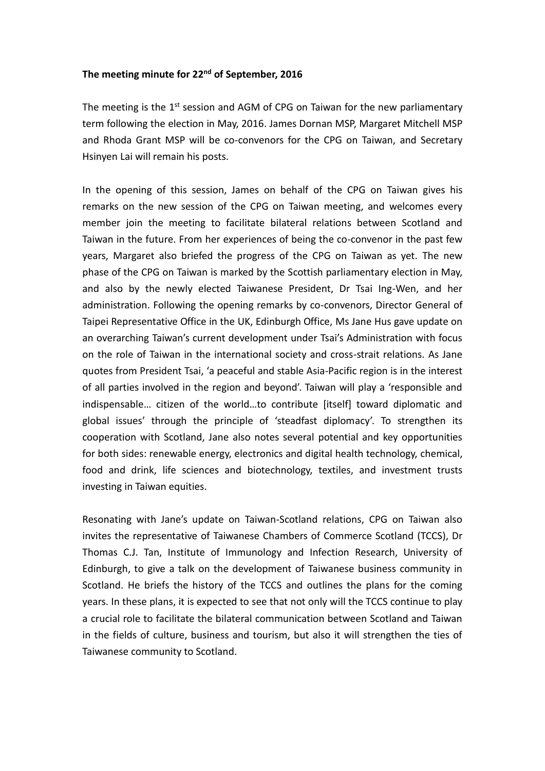**The meeting minute for 22nd of September, 2016**

The meeting is the 1st session and AGM of CPG on Taiwan for the new parliamentary term following the election in May, 2016. James Dornan MSP, Margaret Mitchell MSP and Rhoda Grant MSP will be co-convenors for the CPG on Taiwan, and Secretary Hsinyen Lai will remain his posts.

In the opening of this session, James on behalf of the CPG on Taiwan gives his remarks on the new session of the CPG on Taiwan meeting, and welcomes every member join the meeting to facilitate bilateral relations between Scotland and Taiwan in the future. From her experiences of being the co-convenor in the past few years, Margaret also briefed the progress of the CPG on Taiwan as yet. The new phase of the CPG on Taiwan is marked by the Scottish parliamentary election in May, and also by the newly elected Taiwanese President, Dr Tsai Ing-Wen, and her administration. Following the opening remarks by co-convenors, Director General of Taipei Representative Office in the UK, Edinburgh Office, Ms Jane Hus gave update on an overarching Taiwan's current development under Tsai's Administration with focus on the role of Taiwan in the international society and cross-strait relations. As Jane quotes from President Tsai, 'a peaceful and stable Asia-Pacific region is in the interest of all parties involved in the region and beyond'. Taiwan will play a 'responsible and indispensable… citizen of the world…to contribute [itself] toward diplomatic and global issues' through the principle of 'steadfast diplomacy'. To strengthen its cooperation with Scotland, Jane also notes several potential and key opportunities for both sides: renewable energy, electronics and digital health technology, chemical, food and drink, life sciences and biotechnology, textiles, and investment trusts investing in Taiwan equities.

Resonating with Jane's update on Taiwan-Scotland relations, CPG on Taiwan also invites the representative of Taiwanese Chambers of Commerce Scotland (TCCS), Dr Thomas C.J. Tan, Institute of Immunology and Infection Research, University of Edinburgh, to give a talk on the development of Taiwanese business community in Scotland. He briefs the history of the TCCS and outlines the plans for the coming years. In these plans, it is expected to see that not only will the TCCS continue to play a crucial role to facilitate the bilateral communication between Scotland and Taiwan in the fields of culture, business and tourism, but also it will strengthen the ties of Taiwanese community to Scotland.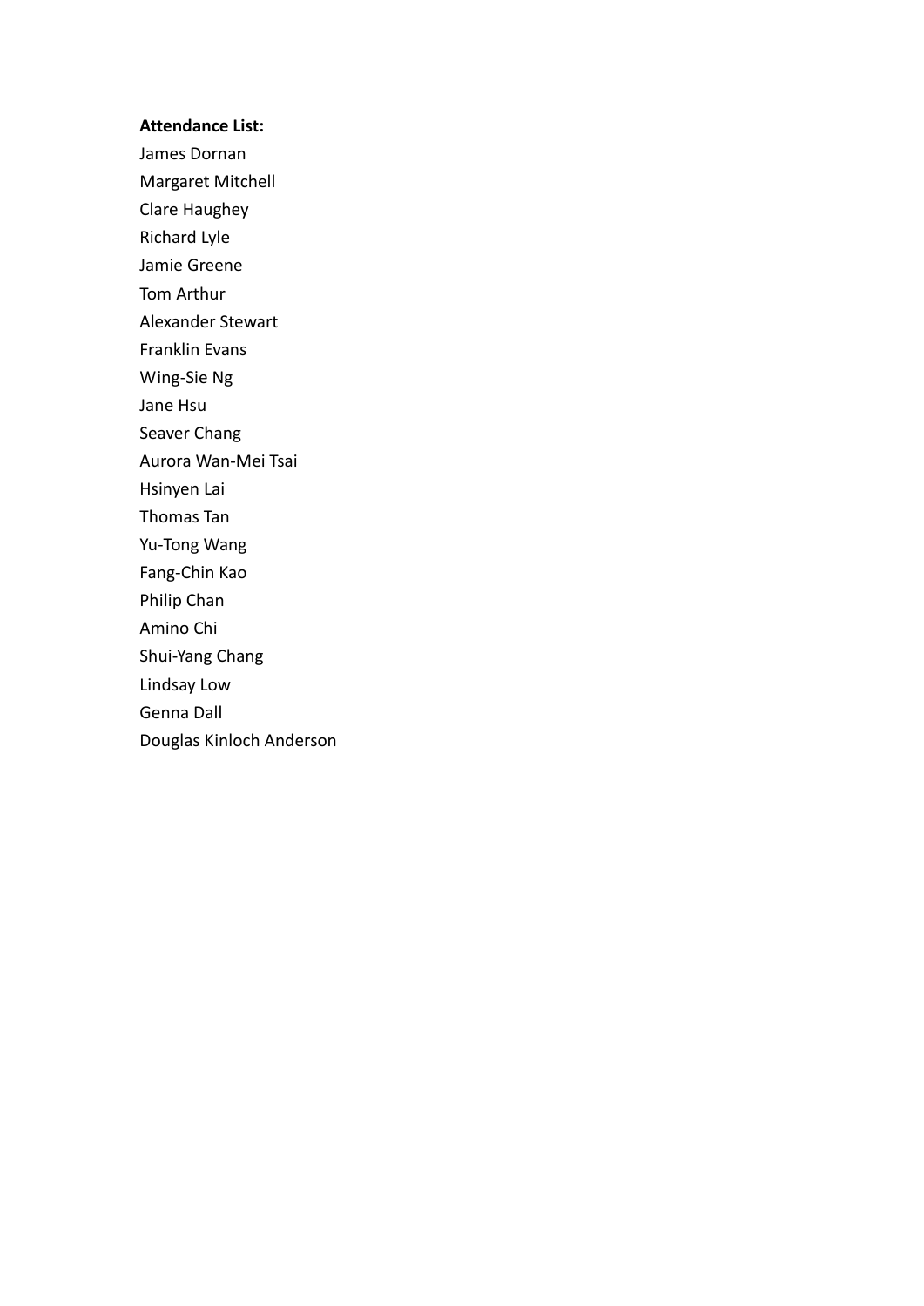**Attendance List:**

James Dornan
Margaret Mitchell
Clare Haughey
Richard Lyle
Jamie Greene
Tom Arthur
Alexander Stewart
Franklin Evans
Wing-Sie Ng
Jane Hsu
Seaver Chang
Aurora Wan-Mei Tsai
Hsinyen Lai
Thomas Tan
Yu-Tong Wang
Fang-Chin Kao
Philip Chan
Amino Chi
Shui-Yang Chang
Lindsay Low
Genna Dall
Douglas Kinloch Anderson